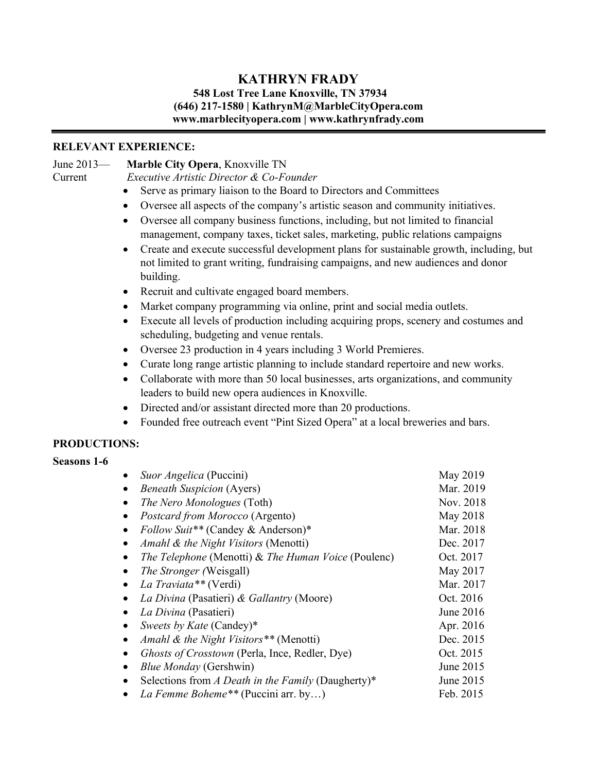# KATHRYN FRADY

**548 Lost Tree Lane Knoxville, TN 37934**
**(646) 217-1580 | KathrynM@MarbleCityOpera.com**
**www.marblecityopera.com | www.kathrynfrady.com**

---

## RELEVANT EXPERIENCE:

June 2013— Current **Marble City Opera**, Knoxville TN
*Executive Artistic Director & Co-Founder*

- Serve as primary liaison to the Board to Directors and Committees
- Oversee all aspects of the company's artistic season and community initiatives.
- Oversee all company business functions, including, but not limited to financial management, company taxes, ticket sales, marketing, public relations campaigns
- Create and execute successful development plans for sustainable growth, including, but not limited to grant writing, fundraising campaigns, and new audiences and donor building.
- Recruit and cultivate engaged board members.
- Market company programming via online, print and social media outlets.
- Execute all levels of production including acquiring props, scenery and costumes and scheduling, budgeting and venue rentals.
- Oversee 23 production in 4 years including 3 World Premieres.
- Curate long range artistic planning to include standard repertoire and new works.
- Collaborate with more than 50 local businesses, arts organizations, and community leaders to build new opera audiences in Knoxville.
- Directed and/or assistant directed more than 20 productions.
- Founded free outreach event "Pint Sized Opera" at a local breweries and bars.

## PRODUCTIONS:

**Seasons 1-6**

- *Suor Angelica* (Puccini) May 2019
- *Beneath Suspicion* (Ayers) Mar. 2019
- *The Nero Monologues* (Toth) Nov. 2018
- *Postcard from Morocco* (Argento) May 2018
- *Follow Suit*** (Candey & Anderson)* Mar. 2018
- *Amahl & the Night Visitors* (Menotti) Dec. 2017
- *The Telephone* (Menotti) & *The Human Voice* (Poulenc) Oct. 2017
- *The Stronger (*Weisgall) May 2017
- *La Traviata*** (Verdi) Mar. 2017
- *La Divina* (Pasatieri) *& Gallantry* (Moore) Oct. 2016
- *La Divina* (Pasatieri) June 2016
- *Sweets by Kate* (Candey)* Apr. 2016
- *Amahl & the Night Visitors*** (Menotti) Dec. 2015
- *Ghosts of Crosstown* (Perla, Ince, Redler, Dye) Oct. 2015
- *Blue Monday* (Gershwin) June 2015
- Selections from *A Death in the Family* (Daugherty)* June 2015
- *La Femme Boheme*** (Puccini arr. by…) Feb. 2015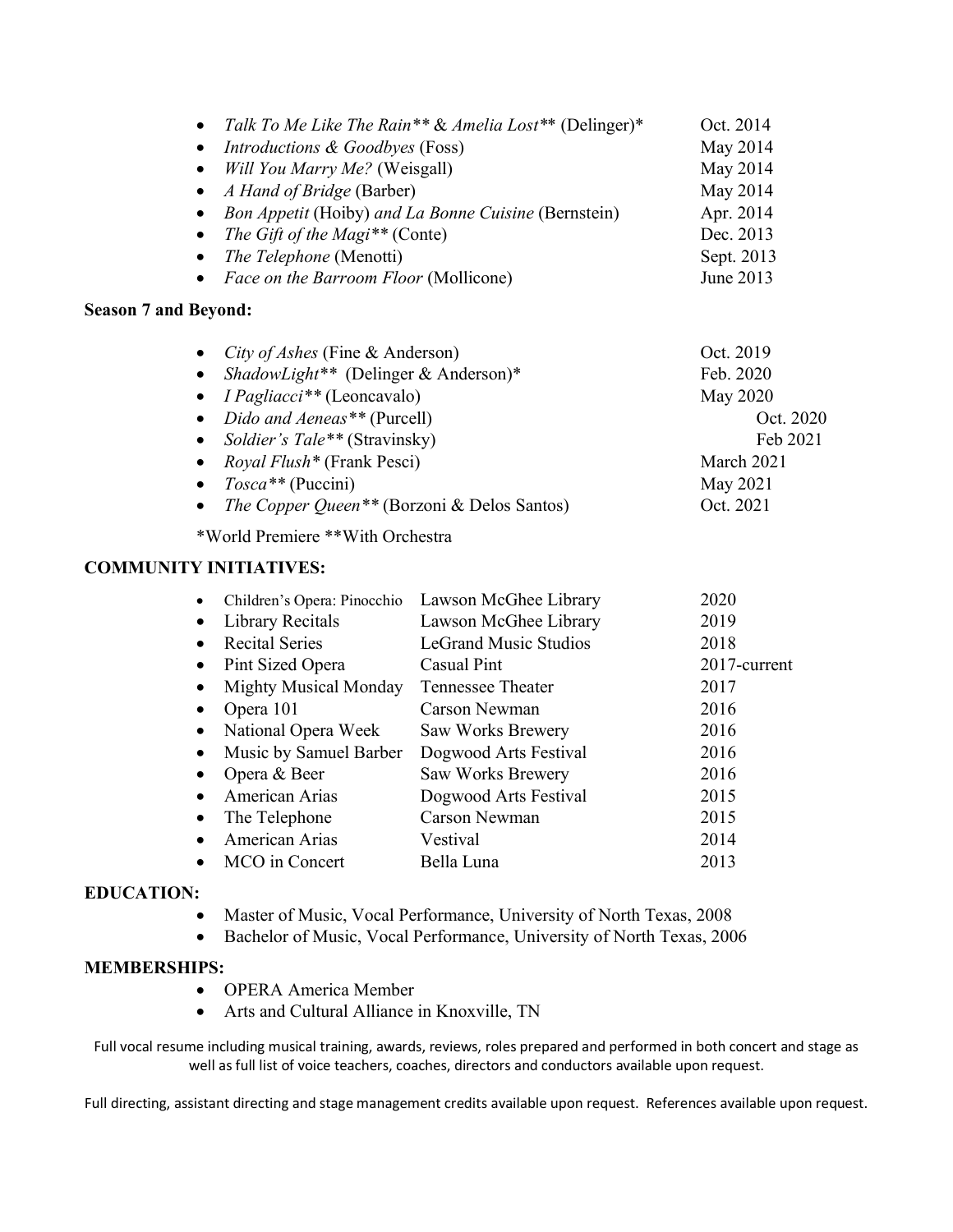- *Talk To Me Like The Rain*** & *Amelia Lost*** (Delinger)* Oct. 2014
- *Introductions & Goodbyes* (Foss) May 2014
- *Will You Marry Me?* (Weisgall) May 2014
- *A Hand of Bridge* (Barber) May 2014
- *Bon Appetit* (Hoiby) *and La Bonne Cuisine* (Bernstein) Apr. 2014
- *The Gift of the Magi*** (Conte) Dec. 2013
- *The Telephone* (Menotti) Sept. 2013
- *Face on the Barroom Floor* (Mollicone) June 2013

**Season 7 and Beyond:**

- *City of Ashes* (Fine & Anderson) Oct. 2019
- *ShadowLight*** (Delinger & Anderson)* Feb. 2020
- *I Pagliacci*** (Leoncavalo) May 2020
- *Dido and Aeneas*** (Purcell) Oct. 2020
- *Soldier's Tale*** (Stravinsky) Feb 2021
- *Royal Flush** (Frank Pesci) March 2021
- *Tosca*** (Puccini) May 2021
- *The Copper Queen*** (Borzoni & Delos Santos) Oct. 2021

*World Premiere **With Orchestra

**COMMUNITY INITIATIVES:**

| Initiative | Venue | Year |
|---|---|---|
| Children's Opera: Pinocchio | Lawson McGhee Library | 2020 |
| Library Recitals | Lawson McGhee Library | 2019 |
| Recital Series | LeGrand Music Studios | 2018 |
| Pint Sized Opera | Casual Pint | 2017-current |
| Mighty Musical Monday | Tennessee Theater | 2017 |
| Opera 101 | Carson Newman | 2016 |
| National Opera Week | Saw Works Brewery | 2016 |
| Music by Samuel Barber | Dogwood Arts Festival | 2016 |
| Opera & Beer | Saw Works Brewery | 2016 |
| American Arias | Dogwood Arts Festival | 2015 |
| The Telephone | Carson Newman | 2015 |
| American Arias | Vestival | 2014 |
| MCO in Concert | Bella Luna | 2013 |

**EDUCATION:**

- Master of Music, Vocal Performance, University of North Texas, 2008
- Bachelor of Music, Vocal Performance, University of North Texas, 2006

**MEMBERSHIPS:**

- OPERA America Member
- Arts and Cultural Alliance in Knoxville, TN

Full vocal resume including musical training, awards, reviews, roles prepared and performed in both concert and stage as well as full list of voice teachers, coaches, directors and conductors available upon request.

Full directing, assistant directing and stage management credits available upon request. References available upon request.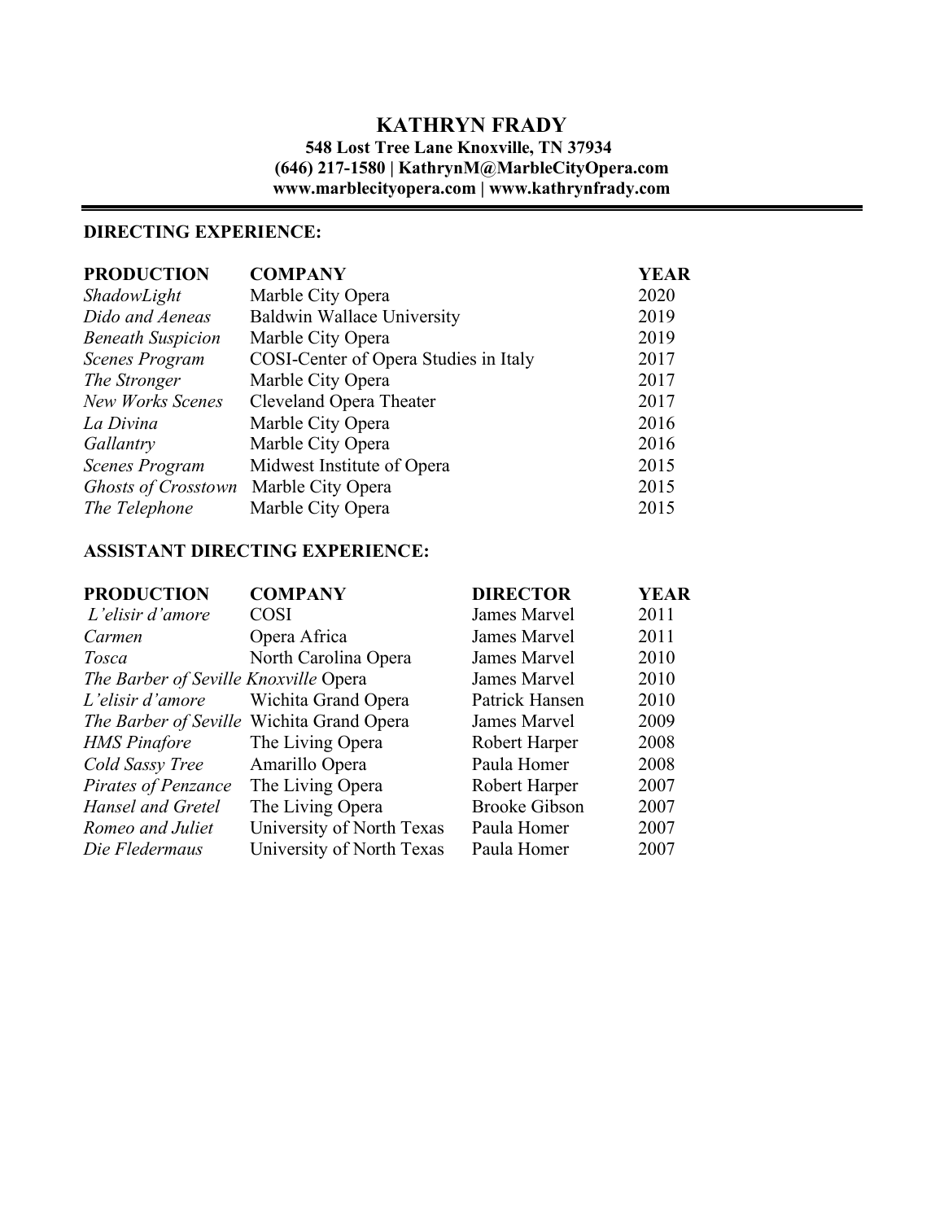# KATHRYN FRADY

**548 Lost Tree Lane Knoxville, TN 37934**
**(646) 217-1580 | KathrynM@MarbleCityOpera.com**
**www.marblecityopera.com | www.kathrynfrady.com**

---

## DIRECTING EXPERIENCE:

| PRODUCTION | COMPANY | YEAR |
|---|---|---|
| *ShadowLight* | Marble City Opera | 2020 |
| *Dido and Aeneas* | Baldwin Wallace University | 2019 |
| *Beneath Suspicion* | Marble City Opera | 2019 |
| *Scenes Program* | COSI-Center of Opera Studies in Italy | 2017 |
| *The Stronger* | Marble City Opera | 2017 |
| *New Works Scenes* | Cleveland Opera Theater | 2017 |
| *La Divina* | Marble City Opera | 2016 |
| *Gallantry* | Marble City Opera | 2016 |
| *Scenes Program* | Midwest Institute of Opera | 2015 |
| *Ghosts of Crosstown* | Marble City Opera | 2015 |
| *The Telephone* | Marble City Opera | 2015 |

## ASSISTANT DIRECTING EXPERIENCE:

| PRODUCTION | COMPANY | DIRECTOR | YEAR |
|---|---|---|---|
| *L'elisir d'amore* | COSI | James Marvel | 2011 |
| *Carmen* | Opera Africa | James Marvel | 2011 |
| *Tosca* | North Carolina Opera | James Marvel | 2010 |
| *The Barber of Seville* | Knoxville Opera | James Marvel | 2010 |
| *L'elisir d'amore* | Wichita Grand Opera | Patrick Hansen | 2010 |
| *The Barber of Seville* | Wichita Grand Opera | James Marvel | 2009 |
| *HMS Pinafore* | The Living Opera | Robert Harper | 2008 |
| *Cold Sassy Tree* | Amarillo Opera | Paula Homer | 2008 |
| *Pirates of Penzance* | The Living Opera | Robert Harper | 2007 |
| *Hansel and Gretel* | The Living Opera | Brooke Gibson | 2007 |
| *Romeo and Juliet* | University of North Texas | Paula Homer | 2007 |
| *Die Fledermaus* | University of North Texas | Paula Homer | 2007 |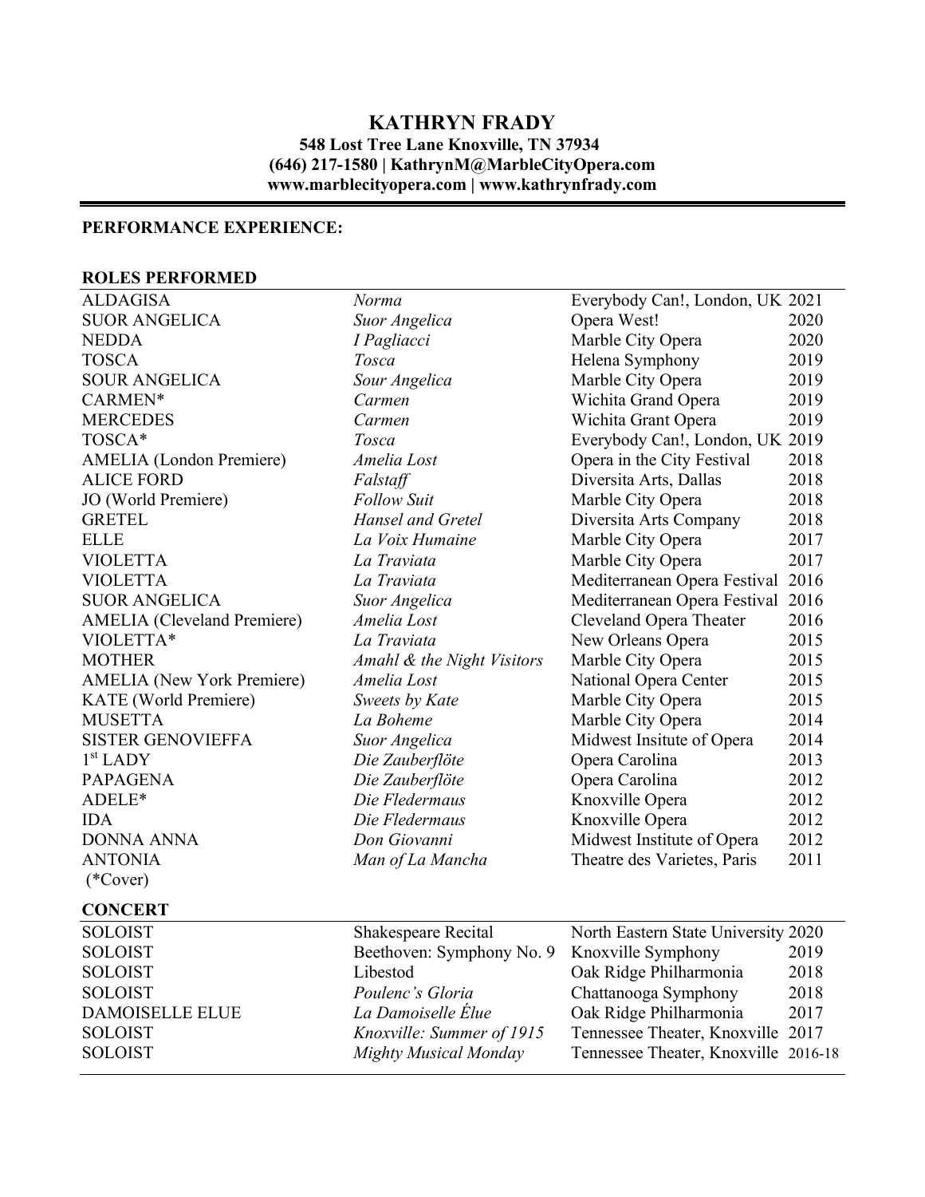# KATHRYN FRADY

**548 Lost Tree Lane Knoxville, TN 37934**
**(646) 217-1580 | KathrynM@MarbleCityOpera.com**
**www.marblecityopera.com | www.kathrynfrady.com**

## PERFORMANCE EXPERIENCE:

### ROLES PERFORMED

| | | | |
|---|---|---|---|
| ALDAGISA | *Norma* | Everybody Can!, London, UK | 2021 |
| SUOR ANGELICA | *Suor Angelica* | Opera West! | 2020 |
| NEDDA | *I Pagliacci* | Marble City Opera | 2020 |
| TOSCA | *Tosca* | Helena Symphony | 2019 |
| SOUR ANGELICA | *Sour Angelica* | Marble City Opera | 2019 |
| CARMEN* | *Carmen* | Wichita Grand Opera | 2019 |
| MERCEDES | *Carmen* | Wichita Grant Opera | 2019 |
| TOSCA* | *Tosca* | Everybody Can!, London, UK | 2019 |
| AMELIA (London Premiere) | *Amelia Lost* | Opera in the City Festival | 2018 |
| ALICE FORD | *Falstaff* | Diversita Arts, Dallas | 2018 |
| JO (World Premiere) | *Follow Suit* | Marble City Opera | 2018 |
| GRETEL | *Hansel and Gretel* | Diversita Arts Company | 2018 |
| ELLE | *La Voix Humaine* | Marble City Opera | 2017 |
| VIOLETTA | *La Traviata* | Marble City Opera | 2017 |
| VIOLETTA | *La Traviata* | Mediterranean Opera Festival | 2016 |
| SUOR ANGELICA | *Suor Angelica* | Mediterranean Opera Festival | 2016 |
| AMELIA (Cleveland Premiere) | *Amelia Lost* | Cleveland Opera Theater | 2016 |
| VIOLETTA* | *La Traviata* | New Orleans Opera | 2015 |
| MOTHER | *Amahl & the Night Visitors* | Marble City Opera | 2015 |
| AMELIA (New York Premiere) | *Amelia Lost* | National Opera Center | 2015 |
| KATE (World Premiere) | *Sweets by Kate* | Marble City Opera | 2015 |
| MUSETTA | *La Boheme* | Marble City Opera | 2014 |
| SISTER GENOVIEFFA | *Suor Angelica* | Midwest Insitute of Opera | 2014 |
| 1st LADY | *Die Zauberflöte* | Opera Carolina | 2013 |
| PAPAGENA | *Die Zauberflöte* | Opera Carolina | 2012 |
| ADELE* | *Die Fledermaus* | Knoxville Opera | 2012 |
| IDA | *Die Fledermaus* | Knoxville Opera | 2012 |
| DONNA ANNA | *Don Giovanni* | Midwest Institute of Opera | 2012 |
| ANTONIA | *Man of La Mancha* | Theatre des Varietes, Paris | 2011 |

(*Cover)

### CONCERT

| | | | |
|---|---|---|---|
| SOLOIST | Shakespeare Recital | North Eastern State University | 2020 |
| SOLOIST | Beethoven: Symphony No. 9 | Knoxville Symphony | 2019 |
| SOLOIST | Libestod | Oak Ridge Philharmonia | 2018 |
| SOLOIST | *Poulenc's Gloria* | Chattanooga Symphony | 2018 |
| DAMOISELLE ELUE | *La Damoiselle Élue* | Oak Ridge Philharmonia | 2017 |
| SOLOIST | *Knoxville: Summer of 1915* | Tennessee Theater, Knoxville | 2017 |
| SOLOIST | *Mighty Musical Monday* | Tennessee Theater, Knoxville | 2016-18 |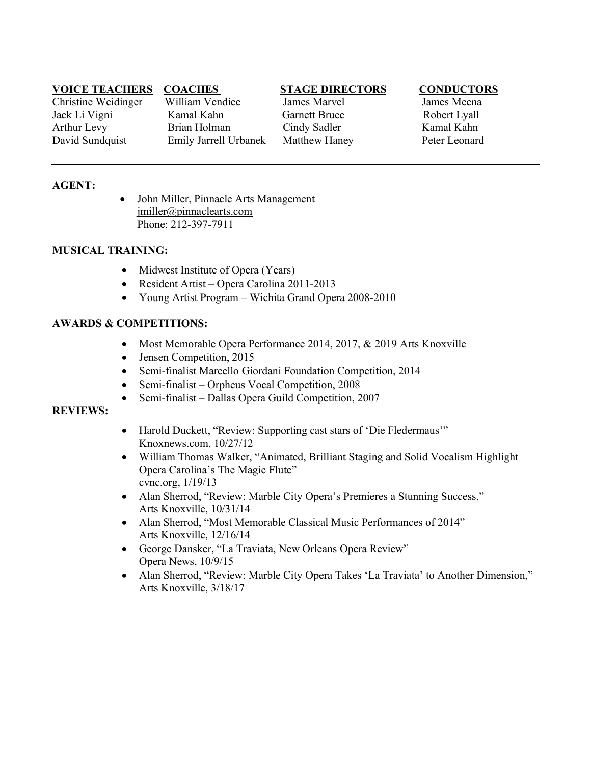| VOICE TEACHERS | COACHES | STAGE DIRECTORS | CONDUCTORS |
| --- | --- | --- | --- |
| Christine Weidinger | William Vendice | James Marvel | James Meena |
| Jack Li Vigni | Kamal Kahn | Garnett Bruce | Robert Lyall |
| Arthur Levy | Brian Holman | Cindy Sadler | Kamal Kahn |
| David Sundquist | Emily Jarrell Urbanek | Matthew Haney | Peter Leonard |

---

**AGENT:**

- John Miller, Pinnacle Arts Management
  jmiller@pinnaclearts.com
  Phone: 212-397-7911

**MUSICAL TRAINING:**

- Midwest Institute of Opera (Years)
- Resident Artist – Opera Carolina 2011-2013
- Young Artist Program – Wichita Grand Opera 2008-2010

**AWARDS & COMPETITIONS:**

- Most Memorable Opera Performance 2014, 2017, & 2019 Arts Knoxville
- Jensen Competition, 2015
- Semi-finalist Marcello Giordani Foundation Competition, 2014
- Semi-finalist – Orpheus Vocal Competition, 2008
- Semi-finalist – Dallas Opera Guild Competition, 2007

**REVIEWS:**

- Harold Duckett, "Review: Supporting cast stars of 'Die Fledermaus'"
  Knoxnews.com, 10/27/12
- William Thomas Walker, "Animated, Brilliant Staging and Solid Vocalism Highlight Opera Carolina's The Magic Flute"
  cvnc.org, 1/19/13
- Alan Sherrod, "Review: Marble City Opera's Premieres a Stunning Success,"
  Arts Knoxville, 10/31/14
- Alan Sherrod, "Most Memorable Classical Music Performances of 2014"
  Arts Knoxville, 12/16/14
- George Dansker, "La Traviata, New Orleans Opera Review"
  Opera News, 10/9/15
- Alan Sherrod, "Review: Marble City Opera Takes 'La Traviata' to Another Dimension,"
  Arts Knoxville, 3/18/17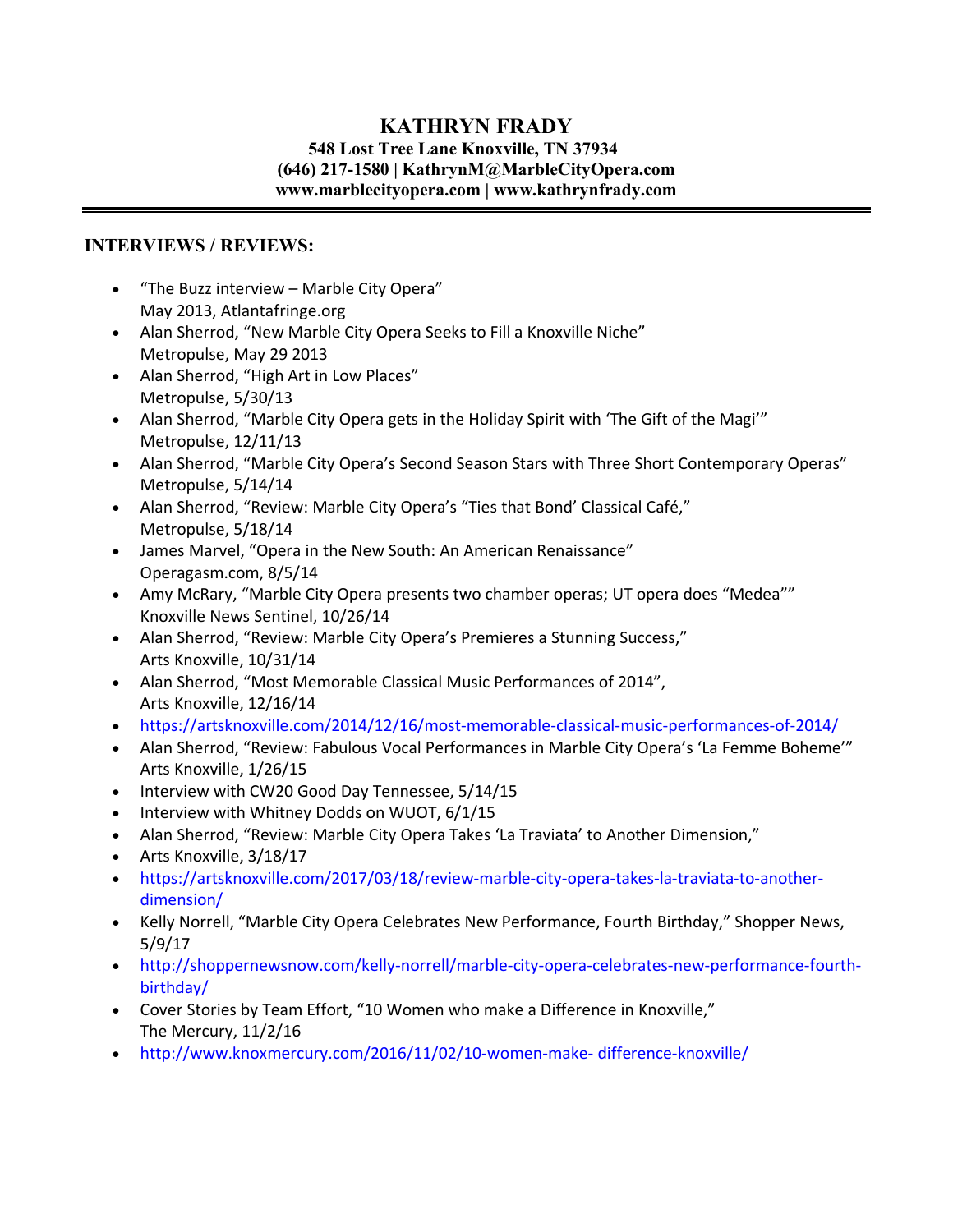# KATHRYN FRADY

**548 Lost Tree Lane Knoxville, TN 37934**
**(646) 217-1580 | KathrynM@MarbleCityOpera.com**
**www.marblecityopera.com | www.kathrynfrady.com**

---

## INTERVIEWS / REVIEWS:

- "The Buzz interview – Marble City Opera"
  May 2013, Atlantafringe.org
- Alan Sherrod, "New Marble City Opera Seeks to Fill a Knoxville Niche"
  Metropulse, May 29 2013
- Alan Sherrod, "High Art in Low Places"
  Metropulse, 5/30/13
- Alan Sherrod, "Marble City Opera gets in the Holiday Spirit with 'The Gift of the Magi'"
  Metropulse, 12/11/13
- Alan Sherrod, "Marble City Opera's Second Season Stars with Three Short Contemporary Operas"
  Metropulse, 5/14/14
- Alan Sherrod, "Review: Marble City Opera's "Ties that Bond' Classical Café,"
  Metropulse, 5/18/14
- James Marvel, "Opera in the New South: An American Renaissance"
  Operagasm.com, 8/5/14
- Amy McRary, "Marble City Opera presents two chamber operas; UT opera does "Medea""
  Knoxville News Sentinel, 10/26/14
- Alan Sherrod, "Review: Marble City Opera's Premieres a Stunning Success,"
  Arts Knoxville, 10/31/14
- Alan Sherrod, "Most Memorable Classical Music Performances of 2014",
  Arts Knoxville, 12/16/14
- https://artsknoxville.com/2014/12/16/most-memorable-classical-music-performances-of-2014/
- Alan Sherrod, "Review: Fabulous Vocal Performances in Marble City Opera's 'La Femme Boheme'"
  Arts Knoxville, 1/26/15
- Interview with CW20 Good Day Tennessee, 5/14/15
- Interview with Whitney Dodds on WUOT, 6/1/15
- Alan Sherrod, "Review: Marble City Opera Takes 'La Traviata' to Another Dimension,"
- Arts Knoxville, 3/18/17
- https://artsknoxville.com/2017/03/18/review-marble-city-opera-takes-la-traviata-to-another-dimension/
- Kelly Norrell, "Marble City Opera Celebrates New Performance, Fourth Birthday," Shopper News, 5/9/17
- http://shoppernewsnow.com/kelly-norrell/marble-city-opera-celebrates-new-performance-fourth-birthday/
- Cover Stories by Team Effort, "10 Women who make a Difference in Knoxville,"
  The Mercury, 11/2/16
- http://www.knoxmercury.com/2016/11/02/10-women-make- difference-knoxville/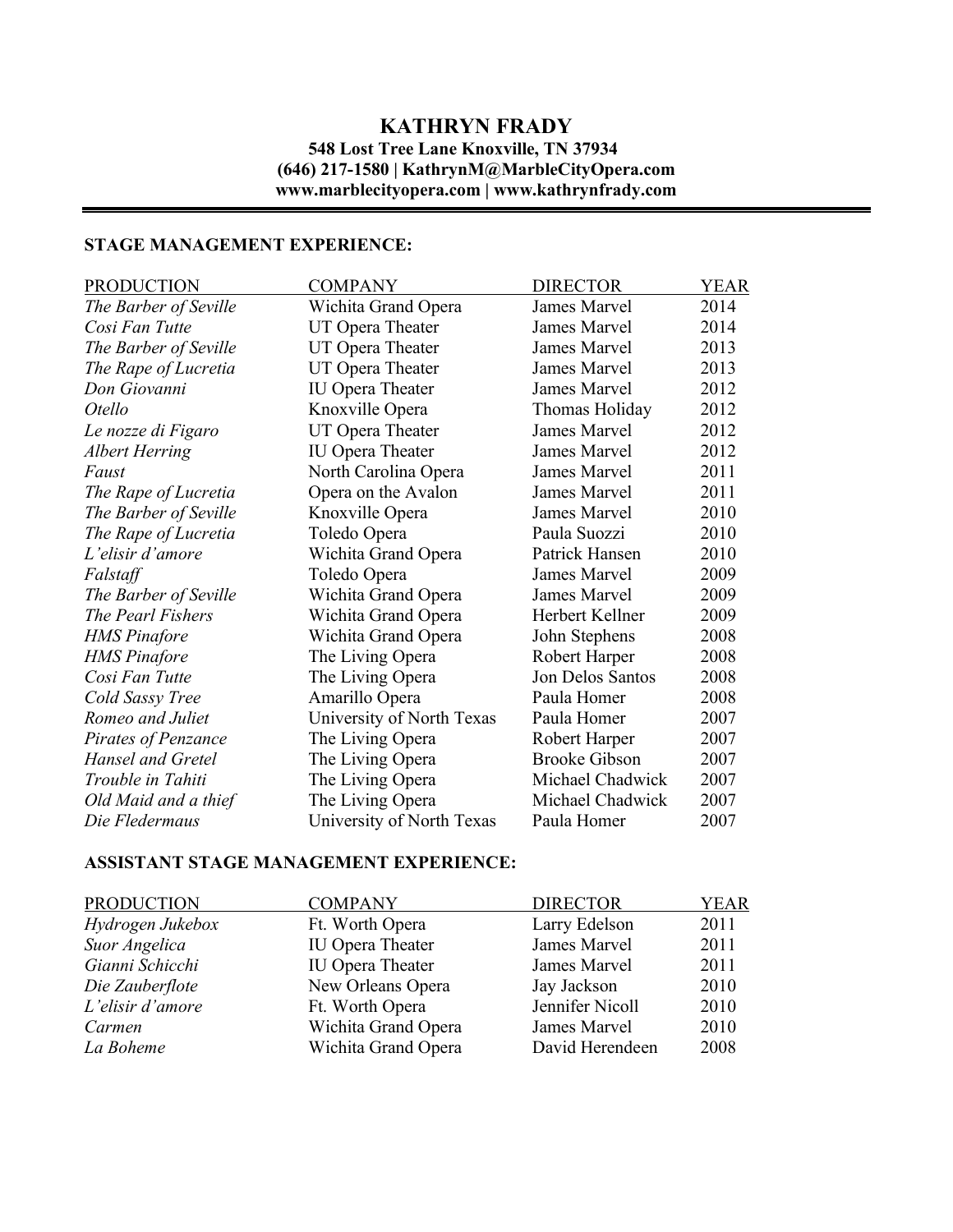# KATHRYN FRADY

**548 Lost Tree Lane Knoxville, TN 37934**
**(646) 217-1580 | KathrynM@MarbleCityOpera.com**
**www.marblecityopera.com | www.kathrynfrady.com**

---

**STAGE MANAGEMENT EXPERIENCE:**

| PRODUCTION | COMPANY | DIRECTOR | YEAR |
|---|---|---|---|
| *The Barber of Seville* | Wichita Grand Opera | James Marvel | 2014 |
| *Cosi Fan Tutte* | UT Opera Theater | James Marvel | 2014 |
| *The Barber of Seville* | UT Opera Theater | James Marvel | 2013 |
| *The Rape of Lucretia* | UT Opera Theater | James Marvel | 2013 |
| *Don Giovanni* | IU Opera Theater | James Marvel | 2012 |
| *Otello* | Knoxville Opera | Thomas Holiday | 2012 |
| *Le nozze di Figaro* | UT Opera Theater | James Marvel | 2012 |
| *Albert Herring* | IU Opera Theater | James Marvel | 2012 |
| *Faust* | North Carolina Opera | James Marvel | 2011 |
| *The Rape of Lucretia* | Opera on the Avalon | James Marvel | 2011 |
| *The Barber of Seville* | Knoxville Opera | James Marvel | 2010 |
| *The Rape of Lucretia* | Toledo Opera | Paula Suozzi | 2010 |
| *L'elisir d'amore* | Wichita Grand Opera | Patrick Hansen | 2010 |
| *Falstaff* | Toledo Opera | James Marvel | 2009 |
| *The Barber of Seville* | Wichita Grand Opera | James Marvel | 2009 |
| *The Pearl Fishers* | Wichita Grand Opera | Herbert Kellner | 2009 |
| *HMS Pinafore* | Wichita Grand Opera | John Stephens | 2008 |
| *HMS Pinafore* | The Living Opera | Robert Harper | 2008 |
| *Cosi Fan Tutte* | The Living Opera | Jon Delos Santos | 2008 |
| *Cold Sassy Tree* | Amarillo Opera | Paula Homer | 2008 |
| *Romeo and Juliet* | University of North Texas | Paula Homer | 2007 |
| *Pirates of Penzance* | The Living Opera | Robert Harper | 2007 |
| *Hansel and Gretel* | The Living Opera | Brooke Gibson | 2007 |
| *Trouble in Tahiti* | The Living Opera | Michael Chadwick | 2007 |
| *Old Maid and a thief* | The Living Opera | Michael Chadwick | 2007 |
| *Die Fledermaus* | University of North Texas | Paula Homer | 2007 |

**ASSISTANT STAGE MANAGEMENT EXPERIENCE:**

| PRODUCTION | COMPANY | DIRECTOR | YEAR |
|---|---|---|---|
| *Hydrogen Jukebox* | Ft. Worth Opera | Larry Edelson | 2011 |
| *Suor Angelica* | IU Opera Theater | James Marvel | 2011 |
| *Gianni Schicchi* | IU Opera Theater | James Marvel | 2011 |
| *Die Zauberflote* | New Orleans Opera | Jay Jackson | 2010 |
| *L'elisir d'amore* | Ft. Worth Opera | Jennifer Nicoll | 2010 |
| *Carmen* | Wichita Grand Opera | James Marvel | 2010 |
| *La Boheme* | Wichita Grand Opera | David Herendeen | 2008 |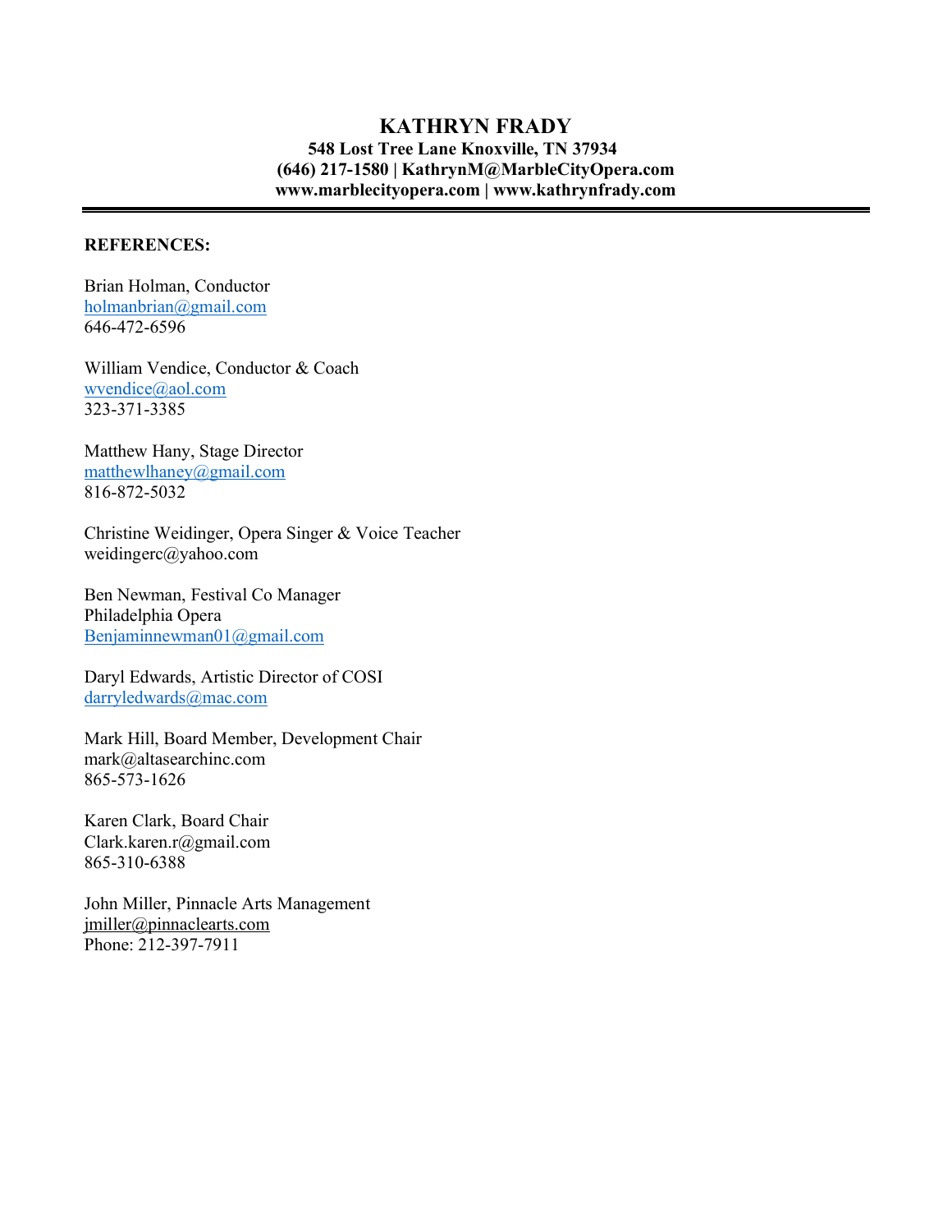# KATHRYN FRADY

**548 Lost Tree Lane Knoxville, TN 37934**
**(646) 217-1580 | KathrynM@MarbleCityOpera.com**
**www.marblecityopera.com | www.kathrynfrady.com**

---

**REFERENCES:**

Brian Holman, Conductor
holmanbrian@gmail.com
646-472-6596

William Vendice, Conductor & Coach
wvendice@aol.com
323-371-3385

Matthew Hany, Stage Director
matthewlhaney@gmail.com
816-872-5032

Christine Weidinger, Opera Singer & Voice Teacher
weidingerc@yahoo.com

Ben Newman, Festival Co Manager
Philadelphia Opera
Benjaminnewman01@gmail.com

Daryl Edwards, Artistic Director of COSI
darryledwards@mac.com

Mark Hill, Board Member, Development Chair
mark@altasearchinc.com
865-573-1626

Karen Clark, Board Chair
Clark.karen.r@gmail.com
865-310-6388

John Miller, Pinnacle Arts Management
jmiller@pinnaclearts.com
Phone: 212-397-7911